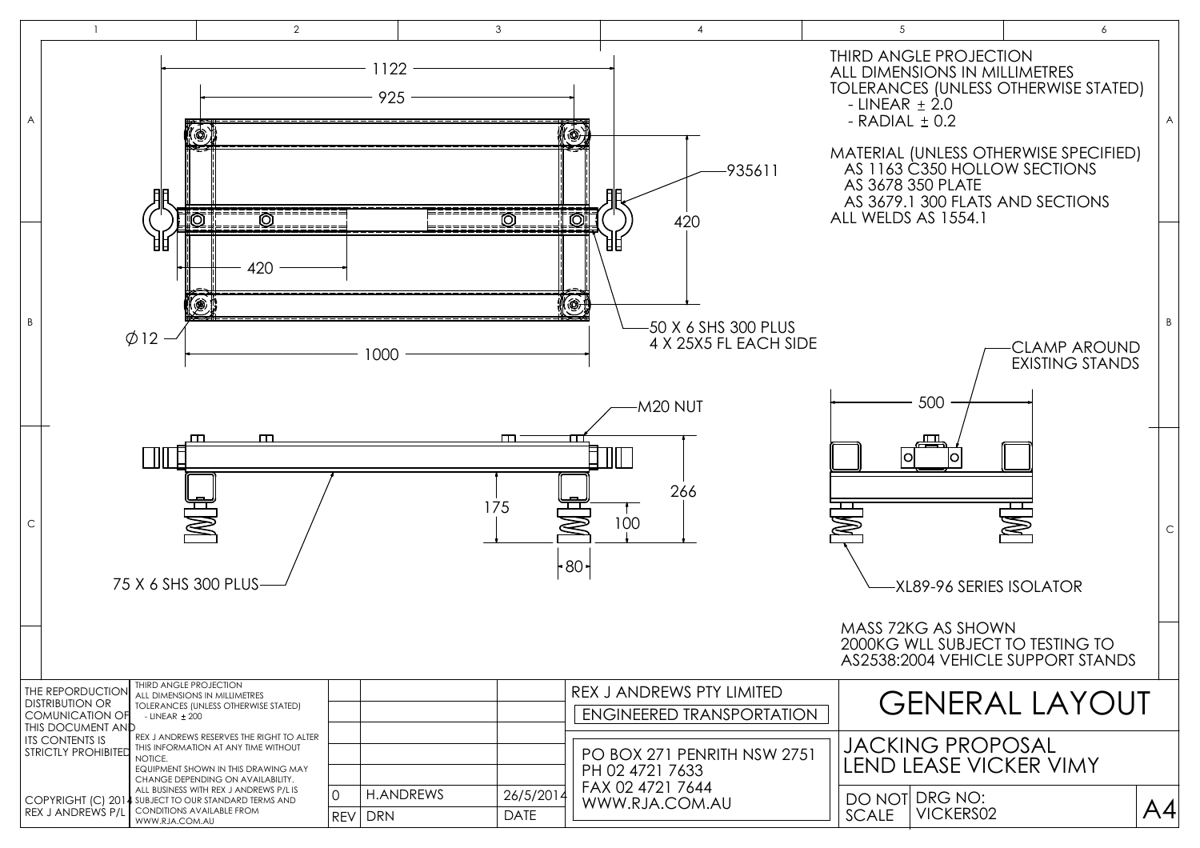THIRD ANGLE PROJECTION
ALL DIMENSIONS IN MILLIMETRES
TOLERANCES (UNLESS OTHERWISE STATED)
- LINEAR ± 2.0
- RADIAL ± 0.2

MATERIAL (UNLESS OTHERWISE SPECIFIED)
AS 1163 C350 HOLLOW SECTIONS
AS 3678 350 PLATE
AS 3679.1 300 FLATS AND SECTIONS
ALL WELDS AS 1554.1

1122

925

935611

420

420

Ø12

1000

50 X 6 SHS 300 PLUS
4 X 25X5 FL EACH SIDE

CLAMP AROUND
EXISTING STANDS

500

M20 NUT

266

175

100

80

75 X 6 SHS 300 PLUS

XL89-96 SERIES ISOLATOR

MASS 72KG AS SHOWN
2000KG WLL SUBJECT TO TESTING TO
AS2538:2004 VEHICLE SUPPORT STANDS

THE REPORDUCTION DISTRIBUTION OR COMUNICATION OF THIS DOCUMENT AND ITS CONTENTS IS STRICTLY PROHIBITED

COPYRIGHT (C) 2014 REX J ANDREWS P/L

THIRD ANGLE PROJECTION
ALL DIMENSIONS IN MILLIMETRES
TOLERANCES (UNLESS OTHERWISE STATED)
- LINEAR ± 200

REX J ANDREWS RESERVES THE RIGHT TO ALTER THIS INFORMATION AT ANY TIME WITHOUT NOTICE.
EQUIPMENT SHOWN IN THIS DRAWING MAY CHANGE DEPENDING ON AVAILABILITY.
ALL BUSINESS WITH REX J ANDREWS P/L IS SUBJECT TO OUR STANDARD TERMS AND CONDITIONS AVAILABLE FROM WWW.RJA.COM.AU

| REV | DRN | DATE |
|---|---|---|
| 0 | H.ANDREWS | 26/5/2014 |

REX J ANDREWS PTY LIMITED
ENGINEERED TRANSPORTATION

PO BOX 271 PENRITH NSW 2751
PH 02 4721 7633
FAX 02 4721 7644
WWW.RJA.COM.AU

# GENERAL LAYOUT

JACKING PROPOSAL
LEND LEASE VICKER VIMY

DO NOT SCALE

DRG NO: VICKERS02

A4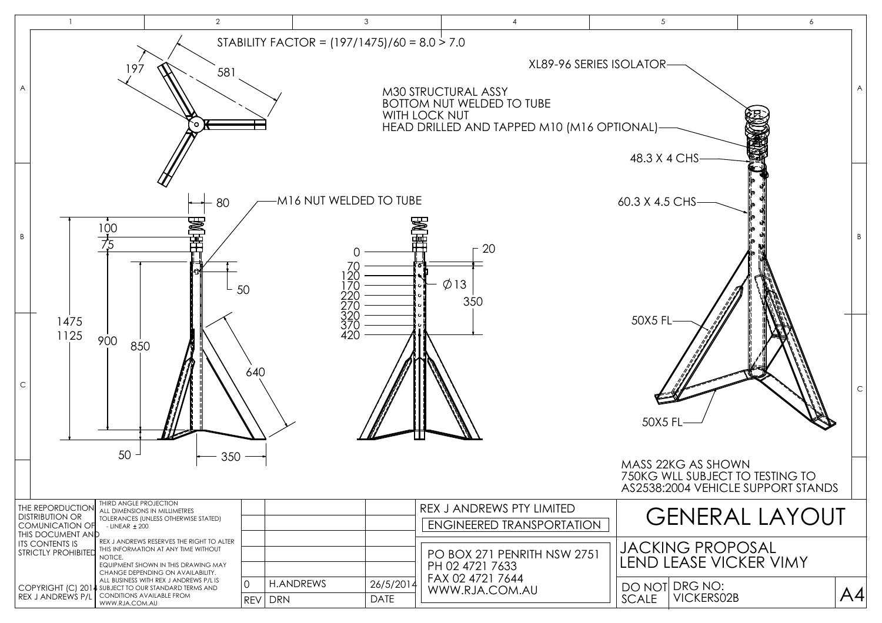STABILITY FACTOR = (197/1475)/60 = 8.0 > 7.0

197

581

M30 STRUCTURAL ASSY
BOTTOM NUT WELDED TO TUBE
WITH LOCK NUT
HEAD DRILLED AND TAPPED M10 (M16 OPTIONAL)

XL89-96 SERIES ISOLATOR

48.3 X 4 CHS

60.3 X 4.5 CHS

80

M16 NUT WELDED TO TUBE

100

75

1475

1125

900

850

50

640

50

350

0
70
120
170
220
270
320
370
420

20

∅13

350

50X5 FL

50X5 FL

MASS 22KG AS SHOWN
750KG WLL SUBJECT TO TESTING TO
AS2538:2004 VEHICLE SUPPORT STANDS

THE REPORDUCTION DISTRIBUTION OR COMUNICATION OF THIS DOCUMENT AND ITS CONTENTS IS STRICTLY PROHIBITED

COPYRIGHT (C) 2014 REX J ANDREWS P/L

THIRD ANGLE PROJECTION
ALL DIMENSIONS IN MILLIMETRES
TOLERANCES (UNLESS OTHERWISE STATED)
- LINEAR ± 200

REX J ANDREWS RESERVES THE RIGHT TO ALTER THIS INFORMATION AT ANY TIME WITHOUT NOTICE.
EQUIPMENT SHOWN IN THIS DRAWING MAY CHANGE DEPENDING ON AVAILABILITY.
ALL BUSINESS WITH REX J ANDREWS P/L IS SUBJECT TO OUR STANDARD TERMS AND CONDITIONS AVAILABLE FROM WWW.RJA.COM.AU

| REV | DRN | DATE |
|---|---|---|
| 0 | H.ANDREWS | 26/5/2014 |

REX J ANDREWS PTY LIMITED
ENGINEERED TRANSPORTATION

PO BOX 271 PENRITH NSW 2751
PH 02 4721 7633
FAX 02 4721 7644
WWW.RJA.COM.AU

# GENERAL LAYOUT

JACKING PROPOSAL
LEND LEASE VICKER VIMY

DO NOT SCALE

DRG NO: VICKERS02B

A4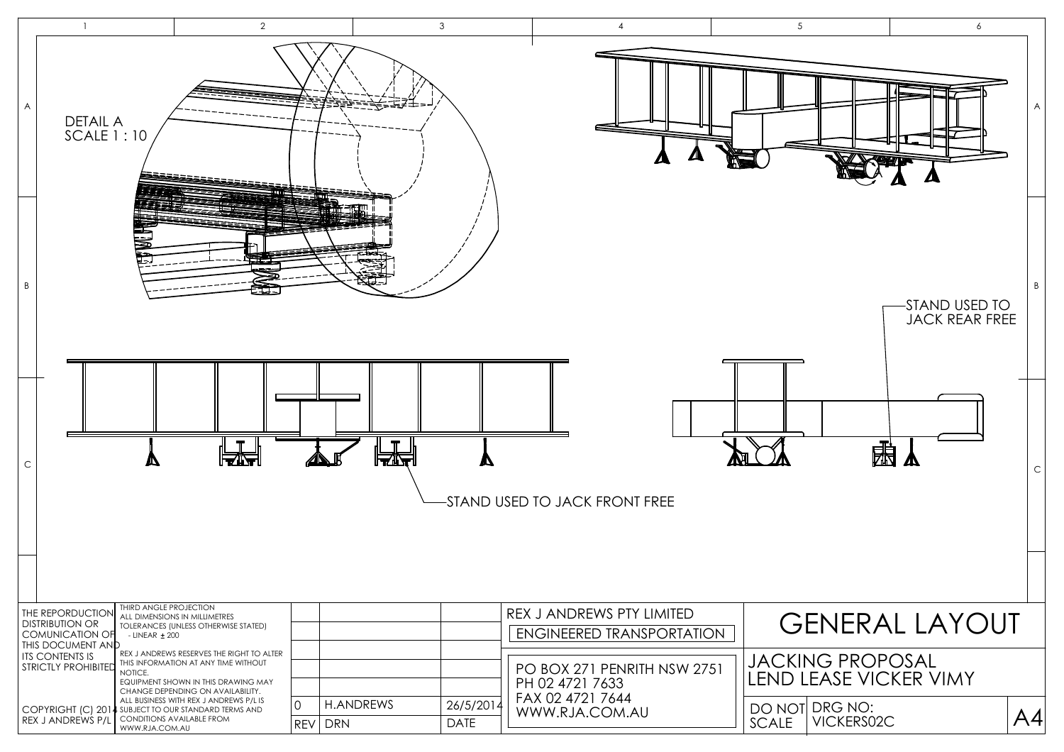DETAIL A
SCALE 1 : 10

STAND USED TO JACK REAR FREE

STAND USED TO JACK FRONT FREE

THE REPORDUCTION DISTRIBUTION OR COMUNICATION OF THIS DOCUMENT AND ITS CONTENTS IS STRICTLY PROHIBITED

COPYRIGHT (C) 2014 REX J ANDREWS P/L

THIRD ANGLE PROJECTION
ALL DIMENSIONS IN MILLIMETRES
TOLERANCES (UNLESS OTHERWISE STATED)
- LINEAR ± 200

REX J ANDREWS RESERVES THE RIGHT TO ALTER THIS INFORMATION AT ANY TIME WITHOUT NOTICE.
EQUIPMENT SHOWN IN THIS DRAWING MAY CHANGE DEPENDING ON AVAILABILITY.
ALL BUSINESS WITH REX J ANDREWS P/L IS SUBJECT TO OUR STANDARD TERMS AND CONDITIONS AVAILABLE FROM WWW.RJA.COM.AU

| REV | DRN | DATE |
|---|---|---|
| 0 | H.ANDREWS | 26/5/2014 |

REX J ANDREWS PTY LIMITED
ENGINEERED TRANSPORTATION

PO BOX 271 PENRITH NSW 2751
PH 02 4721 7633
FAX 02 4721 7644
WWW.RJA.COM.AU

# GENERAL LAYOUT

JACKING PROPOSAL
LEND LEASE VICKER VIMY

DO NOT SCALE

DRG NO: VICKERS02C

A4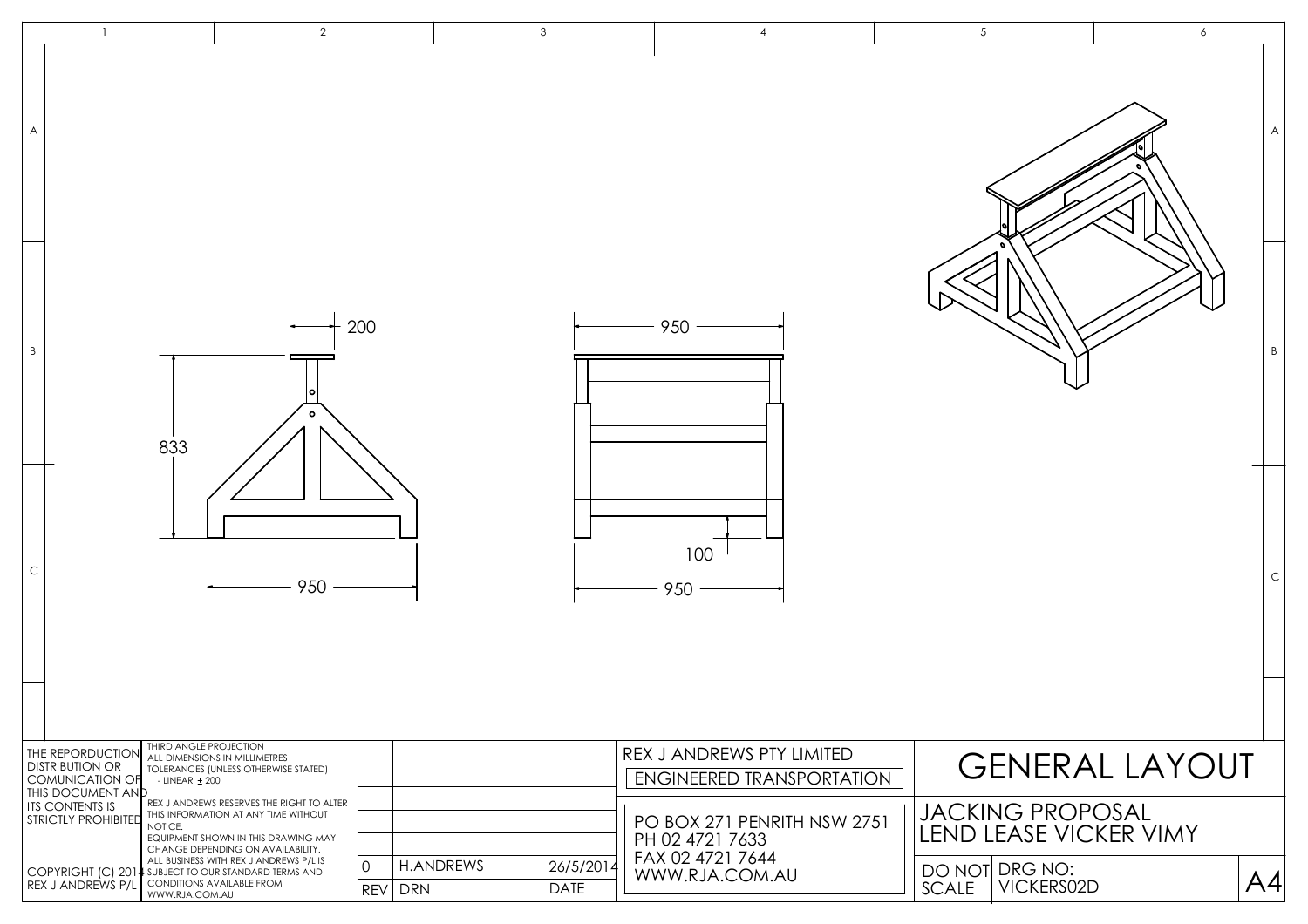200

833

950

950

100

950

THE REPORDUCTION DISTRIBUTION OR COMUNICATION OF THIS DOCUMENT AND ITS CONTENTS IS STRICTLY PROHIBITED

COPYRIGHT (C) 2014 REX J ANDREWS P/L

THIRD ANGLE PROJECTION
ALL DIMENSIONS IN MILLIMETRES
TOLERANCES (UNLESS OTHERWISE STATED)
- LINEAR ± 200

REX J ANDREWS RESERVES THE RIGHT TO ALTER THIS INFORMATION AT ANY TIME WITHOUT NOTICE.
EQUIPMENT SHOWN IN THIS DRAWING MAY CHANGE DEPENDING ON AVAILABILITY.
ALL BUSINESS WITH REX J ANDREWS P/L IS SUBJECT TO OUR STANDARD TERMS AND CONDITIONS AVAILABLE FROM WWW.RJA.COM.AU

| REV | DRN | DATE |
|---|---|---|
| 0 | H.ANDREWS | 26/5/2014 |

REX J ANDREWS PTY LIMITED

ENGINEERED TRANSPORTATION

PO BOX 271 PENRITH NSW 2751
PH 02 4721 7633
FAX 02 4721 7644
WWW.RJA.COM.AU

# GENERAL LAYOUT

JACKING PROPOSAL
LEND LEASE VICKER VIMY

DO NOT SCALE

DRG NO: VICKERS02D

A4